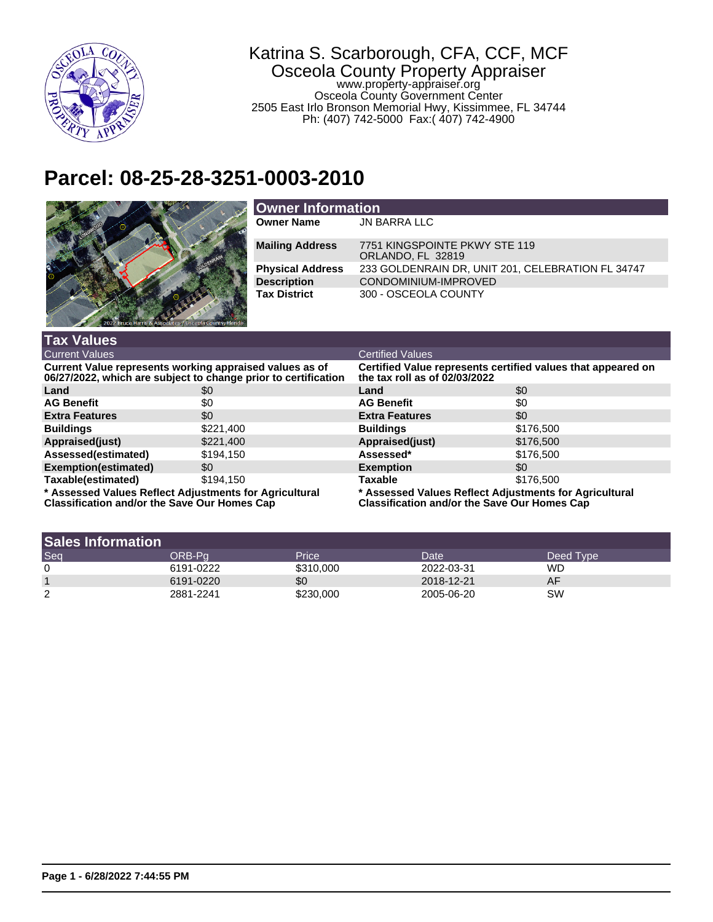Katrina S. Scarborough, CFA, CCF, MCF
Osceola County Property Appraiser
www.property-appraiser.org
Osceola County Government Center
2505 East Irlo Bronson Memorial Hwy, Kissimmee, FL 34744
Ph: (407) 742-5000 Fax:( 407) 742-4900

# Parcel: 08-25-28-3251-0003-2010

## Owner Information

| | |
|---|---|
| **Owner Name** | JN BARRA LLC |
| **Mailing Address** | 7751 KINGSPOINTE PKWY STE 119<br>ORLANDO, FL 32819 |
| **Physical Address** | 233 GOLDENRAIN DR, UNIT 201, CELEBRATION FL 34747 |
| **Description** | CONDOMINIUM-IMPROVED |
| **Tax District** | 300 - OSCEOLA COUNTY |

## Tax Values

| Current Values | | Certified Values | |
|---|---|---|---|
| **Current Value represents working appraised values as of 06/27/2022, which are subject to change prior to certification** | | **Certified Value represents certified values that appeared on the tax roll as of 02/03/2022** | |
| **Land** | $0 | **Land** | $0 |
| **AG Benefit** | $0 | **AG Benefit** | $0 |
| **Extra Features** | $0 | **Extra Features** | $0 |
| **Buildings** | $221,400 | **Buildings** | $176,500 |
| **Appraised(just)** | $221,400 | **Appraised(just)** | $176,500 |
| **Assessed(estimated)** | $194,150 | **Assessed*** | $176,500 |
| **Exemption(estimated)** | $0 | **Exemption** | $0 |
| **Taxable(estimated)** | $194,150 | **Taxable** | $176,500 |

**\* Assessed Values Reflect Adjustments for Agricultural Classification and/or the Save Our Homes Cap**

**\* Assessed Values Reflect Adjustments for Agricultural Classification and/or the Save Our Homes Cap**

## Sales Information

| Seq | ORB-Pg | Price | Date | Deed Type |
|---|---|---|---|---|
| 0 | 6191-0222 | $310,000 | 2022-03-31 | WD |
| 1 | 6191-0220 | $0 | 2018-12-21 | AF |
| 2 | 2881-2241 | $230,000 | 2005-06-20 | SW |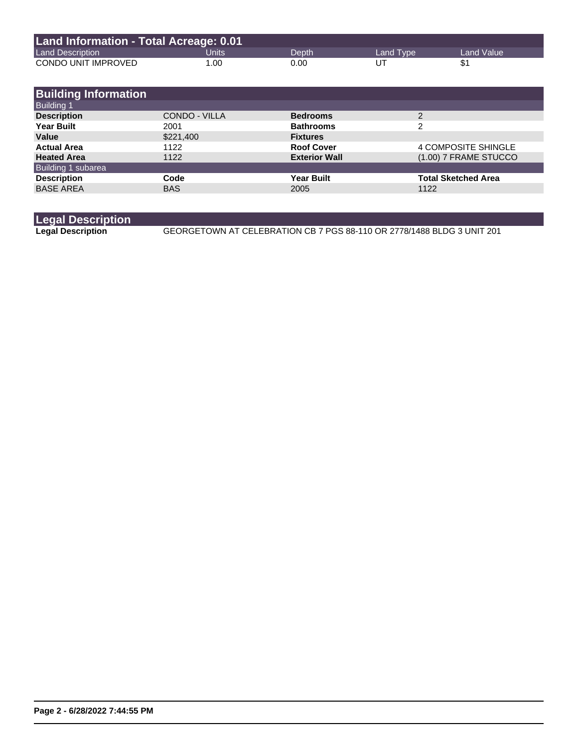## Land Information - Total Acreage: 0.01

| Land Description | Units | Depth | Land Type | Land Value |
| --- | --- | --- | --- | --- |
| CONDO UNIT IMPROVED | 1.00 | 0.00 | UT | $1 |

## Building Information

### Building 1

| | | | |
| --- | --- | --- | --- |
| **Description** | CONDO - VILLA | **Bedrooms** | 2 |
| **Year Built** | 2001 | **Bathrooms** | 2 |
| **Value** | $221,400 | **Fixtures** | |
| **Actual Area** | 1122 | **Roof Cover** | 4 COMPOSITE SHINGLE |
| **Heated Area** | 1122 | **Exterior Wall** | (1.00) 7 FRAME STUCCO |

### Building 1 subarea

| Description | Code | Year Built | Total Sketched Area |
| --- | --- | --- | --- |
| BASE AREA | BAS | 2005 | 1122 |

## Legal Description

**Legal Description** GEORGETOWN AT CELEBRATION CB 7 PGS 88-110 OR 2778/1488 BLDG 3 UNIT 201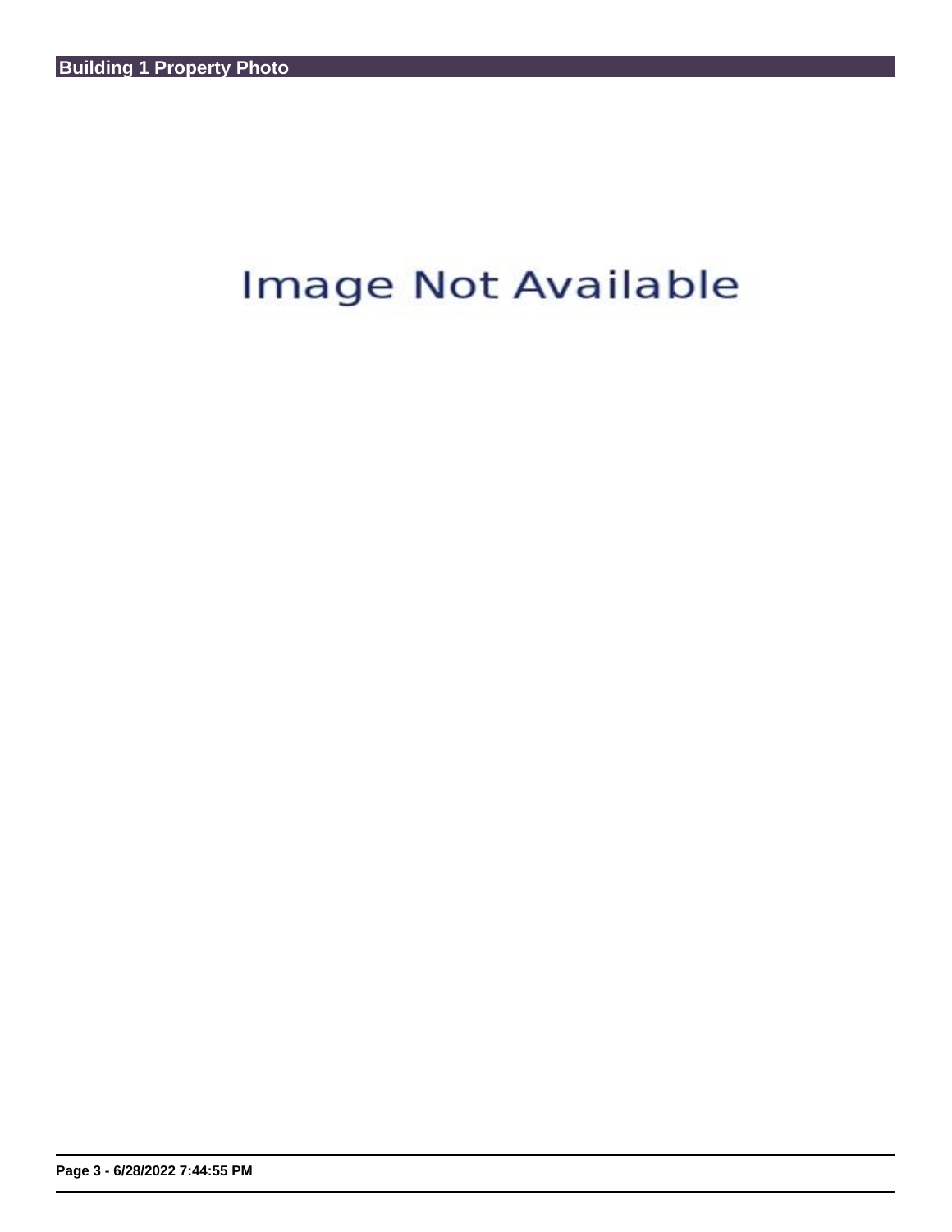## Building 1 Property Photo

Image Not Available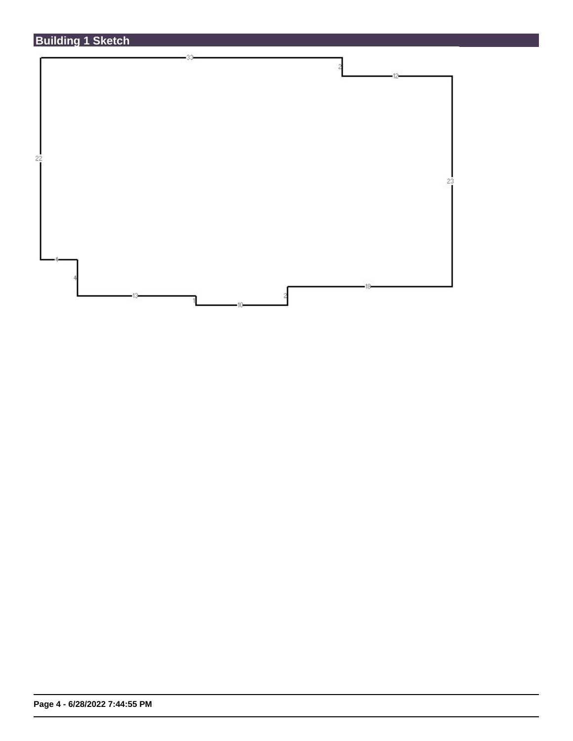## Building 1 Sketch

33

2

12

22

23

4

4

13

1

10

2

18